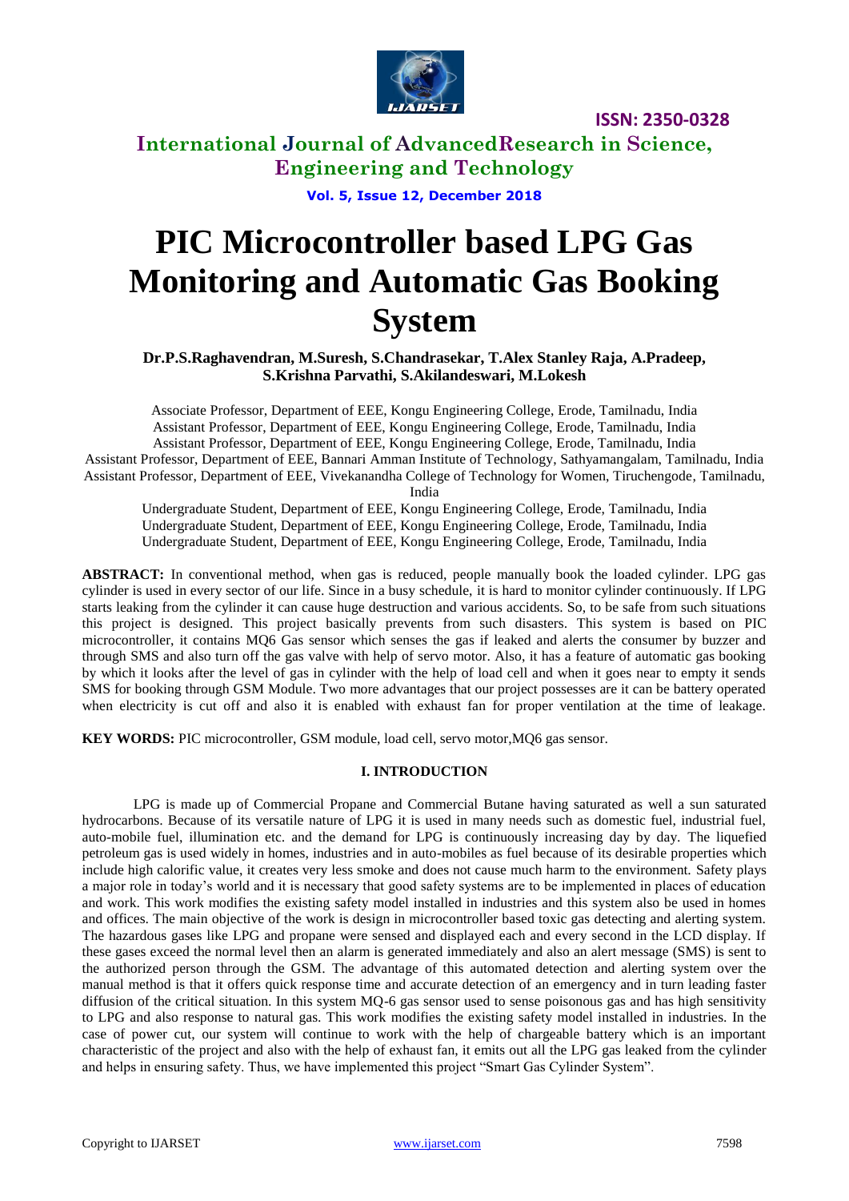# PIC Microcontroller based LPG Gas Monitoring and Automatic Gas Booking System

**Dr.P.S.Raghavendran, M.Suresh, S.Chandrasekar, T.Alex Stanley Raja, A.Pradeep, S.Krishna Parvathi, S.Akilandeswari, M.Lokesh**

Associate Professor, Department of EEE, Kongu Engineering College, Erode, Tamilnadu, India
Assistant Professor, Department of EEE, Kongu Engineering College, Erode, Tamilnadu, India
Assistant Professor, Department of EEE, Kongu Engineering College, Erode, Tamilnadu, India
Assistant Professor, Department of EEE, Bannari Amman Institute of Technology, Sathyamangalam, Tamilnadu, India
Assistant Professor, Department of EEE, Vivekanandha College of Technology for Women, Tiruchengode, Tamilnadu, India
Undergraduate Student, Department of EEE, Kongu Engineering College, Erode, Tamilnadu, India
Undergraduate Student, Department of EEE, Kongu Engineering College, Erode, Tamilnadu, India
Undergraduate Student, Department of EEE, Kongu Engineering College, Erode, Tamilnadu, India

**ABSTRACT:** In conventional method, when gas is reduced, people manually book the loaded cylinder. LPG gas cylinder is used in every sector of our life. Since in a busy schedule, it is hard to monitor cylinder continuously. If LPG starts leaking from the cylinder it can cause huge destruction and various accidents. So, to be safe from such situations this project is designed. This project basically prevents from such disasters. This system is based on PIC microcontroller, it contains MQ6 Gas sensor which senses the gas if leaked and alerts the consumer by buzzer and through SMS and also turn off the gas valve with help of servo motor. Also, it has a feature of automatic gas booking by which it looks after the level of gas in cylinder with the help of load cell and when it goes near to empty it sends SMS for booking through GSM Module. Two more advantages that our project possesses are it can be battery operated when electricity is cut off and also it is enabled with exhaust fan for proper ventilation at the time of leakage.

**KEY WORDS:** PIC microcontroller, GSM module, load cell, servo motor,MQ6 gas sensor.

## I. INTRODUCTION

LPG is made up of Commercial Propane and Commercial Butane having saturated as well a sun saturated hydrocarbons. Because of its versatile nature of LPG it is used in many needs such as domestic fuel, industrial fuel, auto-mobile fuel, illumination etc. and the demand for LPG is continuously increasing day by day. The liquefied petroleum gas is used widely in homes, industries and in auto-mobiles as fuel because of its desirable properties which include high calorific value, it creates very less smoke and does not cause much harm to the environment. Safety plays a major role in today's world and it is necessary that good safety systems are to be implemented in places of education and work. This work modifies the existing safety model installed in industries and this system also be used in homes and offices. The main objective of the work is design in microcontroller based toxic gas detecting and alerting system. The hazardous gases like LPG and propane were sensed and displayed each and every second in the LCD display. If these gases exceed the normal level then an alarm is generated immediately and also an alert message (SMS) is sent to the authorized person through the GSM. The advantage of this automated detection and alerting system over the manual method is that it offers quick response time and accurate detection of an emergency and in turn leading faster diffusion of the critical situation. In this system MQ-6 gas sensor used to sense poisonous gas and has high sensitivity to LPG and also response to natural gas. This work modifies the existing safety model installed in industries. In the case of power cut, our system will continue to work with the help of chargeable battery which is an important characteristic of the project and also with the help of exhaust fan, it emits out all the LPG gas leaked from the cylinder and helps in ensuring safety. Thus, we have implemented this project "Smart Gas Cylinder System".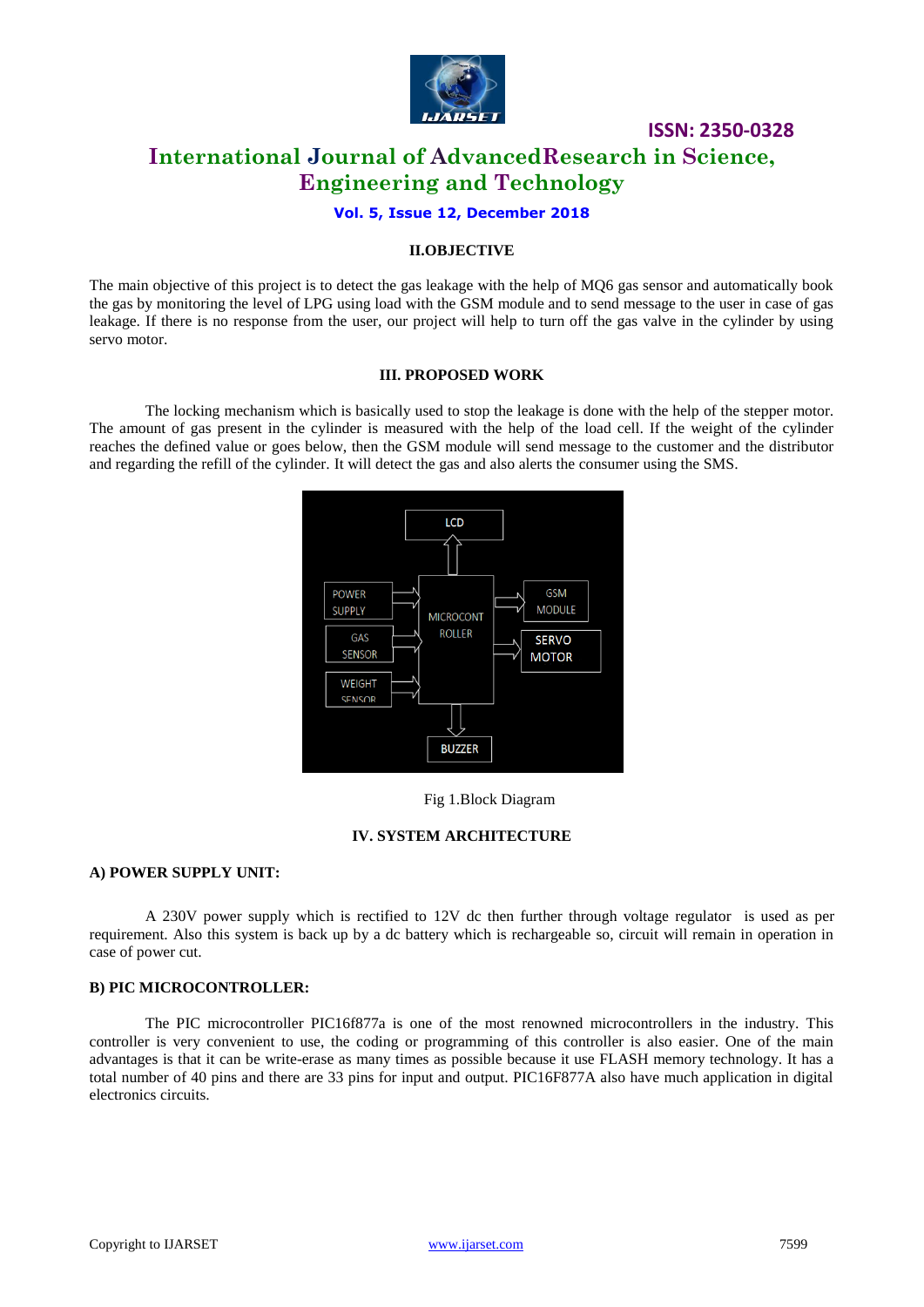## II.OBJECTIVE

The main objective of this project is to detect the gas leakage with the help of MQ6 gas sensor and automatically book the gas by monitoring the level of LPG using load with the GSM module and to send message to the user in case of gas leakage. If there is no response from the user, our project will help to turn off the gas valve in the cylinder by using servo motor.

## III. PROPOSED WORK

The locking mechanism which is basically used to stop the leakage is done with the help of the stepper motor. The amount of gas present in the cylinder is measured with the help of the load cell. If the weight of the cylinder reaches the defined value or goes below, then the GSM module will send message to the customer and the distributor and regarding the refill of the cylinder. It will detect the gas and also alerts the consumer using the SMS.

Fig 1.Block Diagram

## IV. SYSTEM ARCHITECTURE

### A) POWER SUPPLY UNIT:

A 230V power supply which is rectified to 12V dc then further through voltage regulator is used as per requirement. Also this system is back up by a dc battery which is rechargeable so, circuit will remain in operation in case of power cut.

### B) PIC MICROCONTROLLER:

The PIC microcontroller PIC16f877a is one of the most renowned microcontrollers in the industry. This controller is very convenient to use, the coding or programming of this controller is also easier. One of the main advantages is that it can be write-erase as many times as possible because it use FLASH memory technology. It has a total number of 40 pins and there are 33 pins for input and output. PIC16F877A also have much application in digital electronics circuits.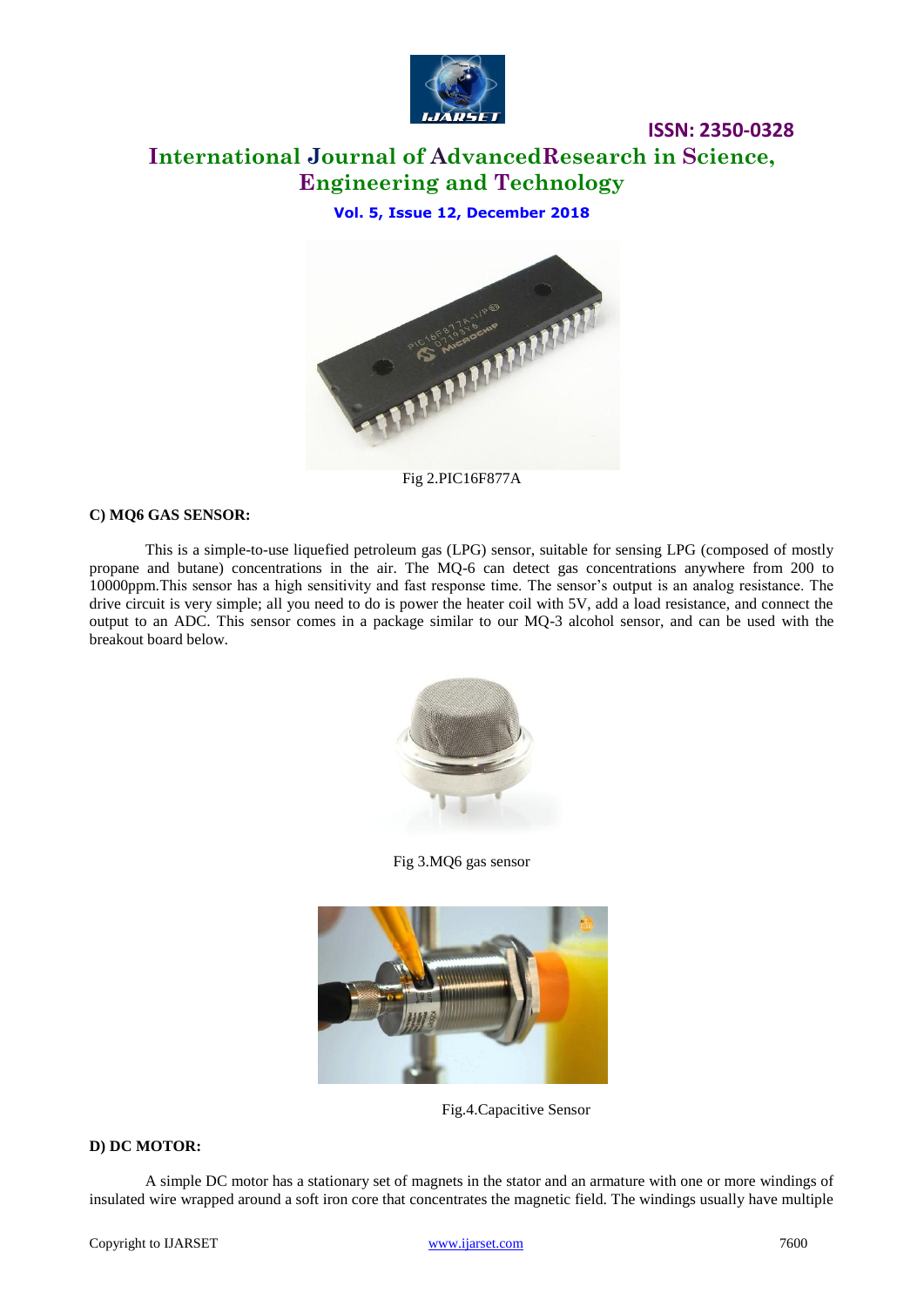Fig 2.PIC16F877A

### C) MQ6 GAS SENSOR:

This is a simple-to-use liquefied petroleum gas (LPG) sensor, suitable for sensing LPG (composed of mostly propane and butane) concentrations in the air. The MQ-6 can detect gas concentrations anywhere from 200 to 10000ppm.This sensor has a high sensitivity and fast response time. The sensor's output is an analog resistance. The drive circuit is very simple; all you need to do is power the heater coil with 5V, add a load resistance, and connect the output to an ADC. This sensor comes in a package similar to our MQ-3 alcohol sensor, and can be used with the breakout board below.

Fig 3.MQ6 gas sensor

Fig.4.Capacitive Sensor

### D) DC MOTOR:

A simple DC motor has a stationary set of magnets in the stator and an armature with one or more windings of insulated wire wrapped around a soft iron core that concentrates the magnetic field. The windings usually have multiple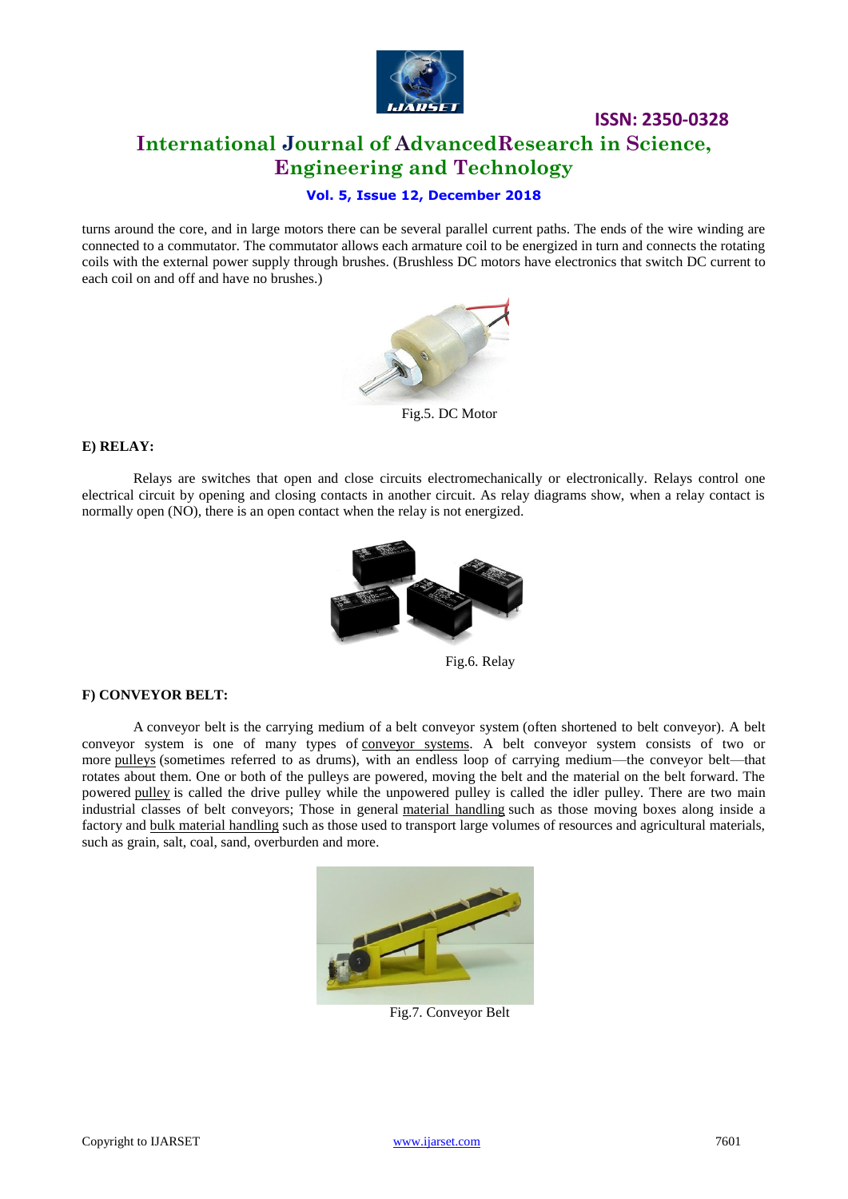turns around the core, and in large motors there can be several parallel current paths. The ends of the wire winding are connected to a commutator. The commutator allows each armature coil to be energized in turn and connects the rotating coils with the external power supply through brushes. (Brushless DC motors have electronics that switch DC current to each coil on and off and have no brushes.)

Fig.5. DC Motor

### E) RELAY:

Relays are switches that open and close circuits electromechanically or electronically. Relays control one electrical circuit by opening and closing contacts in another circuit. As relay diagrams show, when a relay contact is normally open (NO), there is an open contact when the relay is not energized.

Fig.6. Relay

### F) CONVEYOR BELT:

A conveyor belt is the carrying medium of a belt conveyor system (often shortened to belt conveyor). A belt conveyor system is one of many types of conveyor systems. A belt conveyor system consists of two or more pulleys (sometimes referred to as drums), with an endless loop of carrying medium—the conveyor belt—that rotates about them. One or both of the pulleys are powered, moving the belt and the material on the belt forward. The powered pulley is called the drive pulley while the unpowered pulley is called the idler pulley. There are two main industrial classes of belt conveyors; Those in general material handling such as those moving boxes along inside a factory and bulk material handling such as those used to transport large volumes of resources and agricultural materials, such as grain, salt, coal, sand, overburden and more.

Fig.7. Conveyor Belt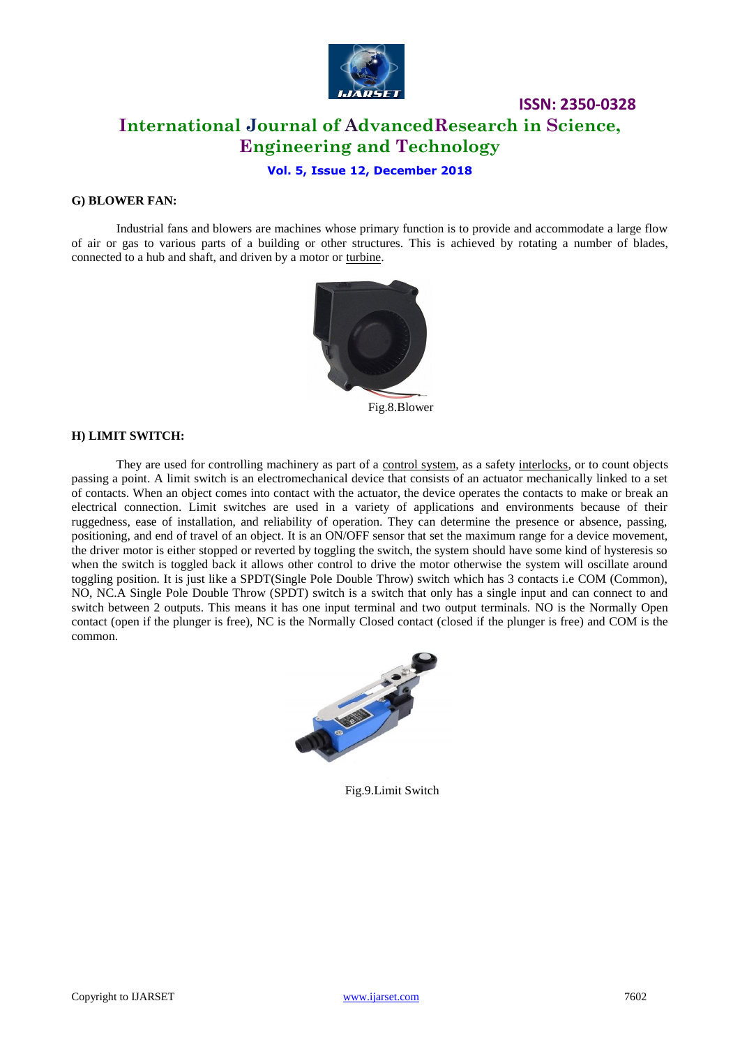**G) BLOWER FAN:**

Industrial fans and blowers are machines whose primary function is to provide and accommodate a large flow of air or gas to various parts of a building or other structures. This is achieved by rotating a number of blades, connected to a hub and shaft, and driven by a motor or turbine.

Fig.8.Blower

**H) LIMIT SWITCH:**

They are used for controlling machinery as part of a control system, as a safety interlocks, or to count objects passing a point. A limit switch is an electromechanical device that consists of an actuator mechanically linked to a set of contacts. When an object comes into contact with the actuator, the device operates the contacts to make or break an electrical connection. Limit switches are used in a variety of applications and environments because of their ruggedness, ease of installation, and reliability of operation. They can determine the presence or absence, passing, positioning, and end of travel of an object. It is an ON/OFF sensor that set the maximum range for a device movement, the driver motor is either stopped or reverted by toggling the switch, the system should have some kind of hysteresis so when the switch is toggled back it allows other control to drive the motor otherwise the system will oscillate around toggling position. It is just like a SPDT(Single Pole Double Throw) switch which has 3 contacts i.e COM (Common), NO, NC.A Single Pole Double Throw (SPDT) switch is a switch that only has a single input and can connect to and switch between 2 outputs. This means it has one input terminal and two output terminals. NO is the Normally Open contact (open if the plunger is free), NC is the Normally Closed contact (closed if the plunger is free) and COM is the common.

Fig.9.Limit Switch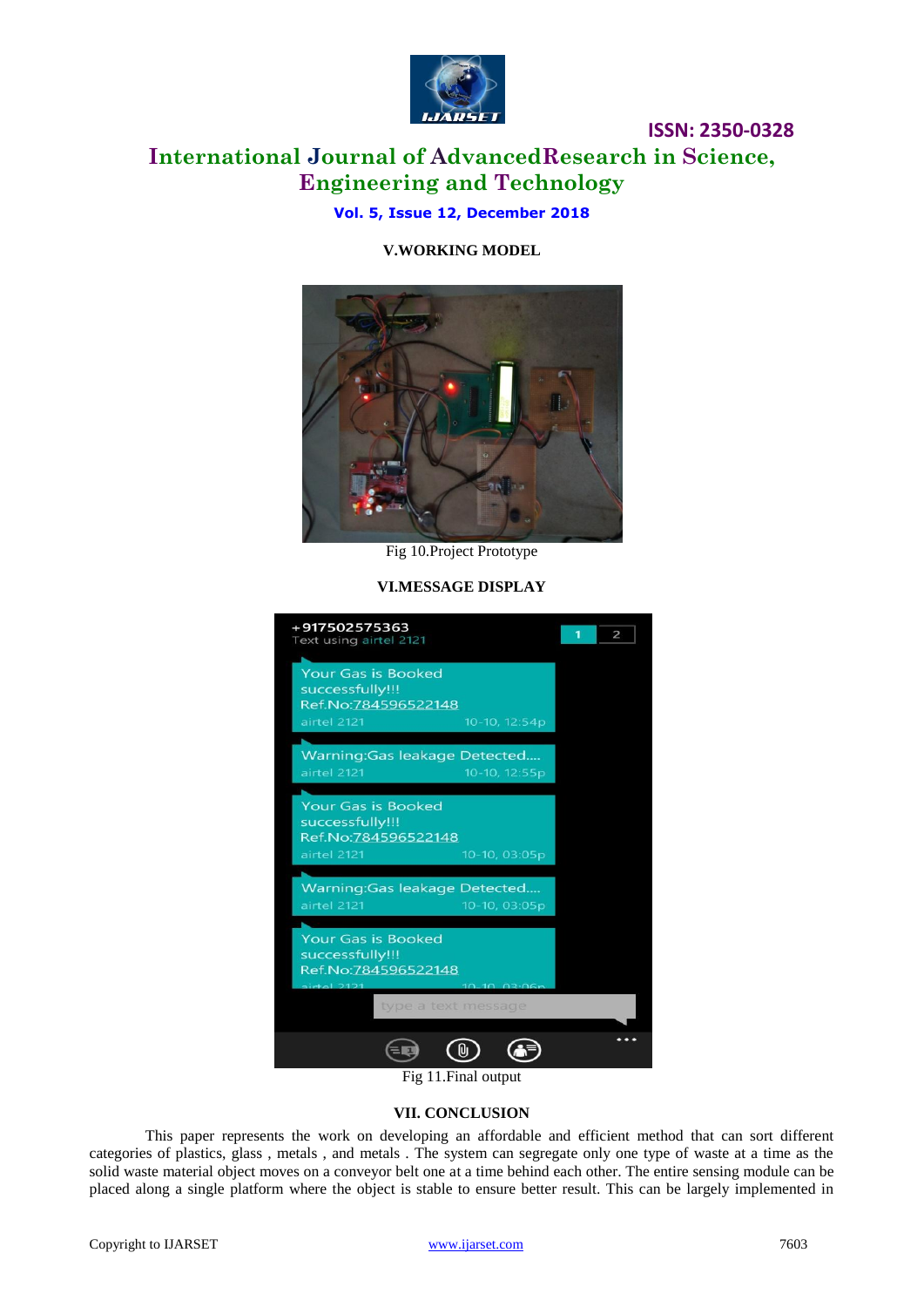## V. WORKING MODEL

Fig 10.Project Prototype

## VI. MESSAGE DISPLAY

Fig 11.Final output

## VII. CONCLUSION

This paper represents the work on developing an affordable and efficient method that can sort different categories of plastics, glass , metals , and metals . The system can segregate only one type of waste at a time as the solid waste material object moves on a conveyor belt one at a time behind each other. The entire sensing module can be placed along a single platform where the object is stable to ensure better result. This can be largely implemented in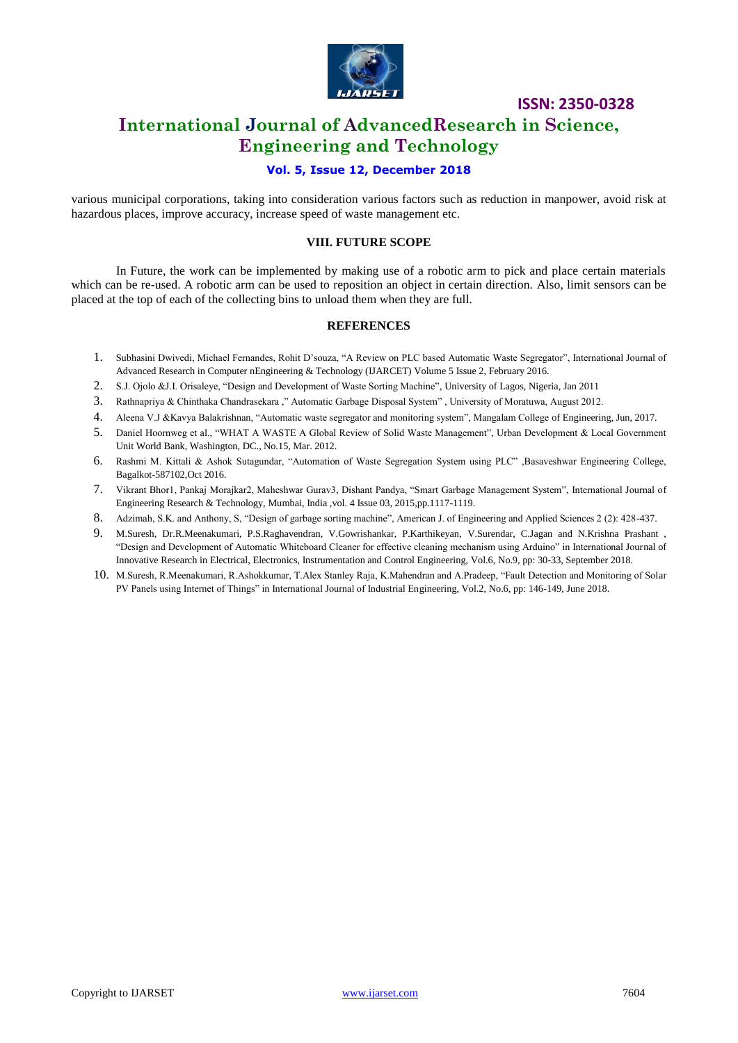various municipal corporations, taking into consideration various factors such as reduction in manpower, avoid risk at hazardous places, improve accuracy, increase speed of waste management etc.

## VIII. FUTURE SCOPE

In Future, the work can be implemented by making use of a robotic arm to pick and place certain materials which can be re-used. A robotic arm can be used to reposition an object in certain direction. Also, limit sensors can be placed at the top of each of the collecting bins to unload them when they are full.

## REFERENCES

1. Subhasini Dwivedi, Michael Fernandes, Rohit D'souza, "A Review on PLC based Automatic Waste Segregator", International Journal of Advanced Research in Computer nEngineering & Technology (IJARCET) Volume 5 Issue 2, February 2016.
2. S.J. Ojolo &J.I. Orisaleye, "Design and Development of Waste Sorting Machine", University of Lagos, Nigeria, Jan 2011
3. Rathnapriya & Chinthaka Chandrasekara ," Automatic Garbage Disposal System" , University of Moratuwa, August 2012.
4. Aleena V.J &Kavya Balakrishnan, "Automatic waste segregator and monitoring system", Mangalam College of Engineering, Jun, 2017.
5. Daniel Hoornweg et al., "WHAT A WASTE A Global Review of Solid Waste Management", Urban Development & Local Government Unit World Bank, Washington, DC., No.15, Mar. 2012.
6. Rashmi M. Kittali & Ashok Sutagundar, "Automation of Waste Segregation System using PLC" ,Basaveshwar Engineering College, Bagalkot-587102,Oct 2016.
7. Vikrant Bhor1, Pankaj Morajkar2, Maheshwar Gurav3, Dishant Pandya, "Smart Garbage Management System", International Journal of Engineering Research & Technology, Mumbai, India ,vol. 4 Issue 03, 2015,pp.1117-1119.
8. Adzimah, S.K. and Anthony, S, "Design of garbage sorting machine", American J. of Engineering and Applied Sciences 2 (2): 428-437.
9. M.Suresh, Dr.R.Meenakumari, P.S.Raghavendran, V.Gowrishankar, P.Karthikeyan, V.Surendar, C.Jagan and N.Krishna Prashant , "Design and Development of Automatic Whiteboard Cleaner for effective cleaning mechanism using Arduino" in International Journal of Innovative Research in Electrical, Electronics, Instrumentation and Control Engineering, Vol.6, No.9, pp: 30-33, September 2018.
10. M.Suresh, R.Meenakumari, R.Ashokkumar, T.Alex Stanley Raja, K.Mahendran and A.Pradeep, "Fault Detection and Monitoring of Solar PV Panels using Internet of Things" in International Journal of Industrial Engineering, Vol.2, No.6, pp: 146-149, June 2018.